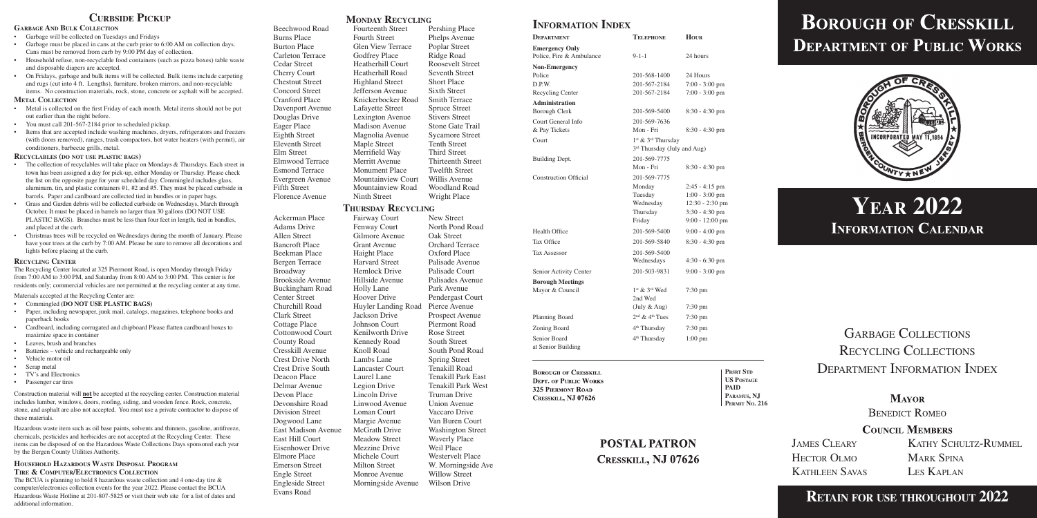## Curbside Pickup

### Garbage and Bulk Collection

- Garbage will be collected on Tuesdays and Fridays
- Garbage must be placed in cans at the curb prior to 6:00 AM on collection days. Cans must be removed from curb by 9:00 PM day of collection.
- Household refuse, non-recyclable food containers (such as pizza boxes) table waste and disposable diapers are accepted.
- On Fridays, garbage and bulk items will be collected. Bulk items include carpeting and rugs (cut into 4 ft. Lengths), furniture, broken mirrors, and non-recyclable items. No construction materials, rock, stone, concrete or asphalt will be accepted.

### Metal Collection

- Metal is collected on the first Friday of each month. Metal items should not be put out earlier than the night before.
- You must call 201-567-2184 prior to scheduled pickup.
- Items that are accepted include washing machines, dryers, refrigerators and freezers (with doors removed), ranges, trash compactors, hot water heaters (with permit), air conditioners, barbecue grills, metal.

### Recyclables (do not use plastic bags)

- The collection of recyclables will take place on Mondays & Thursdays. Each street in town has been assigned a day for pick-up, either Monday or Thursday. Please check the list on the opposite page for your scheduled day. Commingled includes glass, aluminum, tin, and plastic containers #1, #2 and #5. They must be placed curbside in barrels. Paper and cardboard are collected tied in bundles or in paper bags.
- Grass and Garden debris will be collected curbside on Wednesdays, March through October. It must be placed in barrels no larger than 30 gallons (DO NOT USE PLASTIC BAGS). Branches must be less than four feet in length, tied in bundles, and placed at the curb.
- Christmas trees will be recycled on Wednesdays during the month of January. Please have your trees at the curb by 7:00 AM. Please be sure to remove all decorations and lights before placing at the curb.

### Recycling Center

The Recycling Center located at 325 Piermont Road, is open Monday through Friday from 7:00 AM to 3:00 PM, and Saturday from 8:00 AM to 3:00 PM. This center is for residents only; commercial vehicles are not permitted at the recycling center at any time.

Materials accepted at the Recycling Center are:

- Commingled (**DO NOT USE PLASTIC BAGS**)
- Paper, including newspaper, junk mail, catalogs, magazines, telephone books and paperback books
- Cardboard, including corrugated and chipboard Please flatten cardboard boxes to maximize space in container
- Leaves, brush and branches
- Batteries – vehicle and rechargeable only
- Vehicle motor oil
- Scrap metal
- TV's and Electronics
- Passenger car tires

Construction material will **not** be accepted at the recycling center. Construction material includes lumber, windows, doors, roofing, siding, and wooden fence. Rock, concrete, stone, and asphalt are also not accepted. You must use a private contractor to dispose of these materials.

Hazardous waste item such as oil base paints, solvents and thinners, gasoline, antifreeze, chemicals, pesticides and herbicides are not accepted at the Recycling Center. These items can be disposed of on the Hazardous Waste Collections Days sponsored each year by the Bergen County Utilities Authority.

### Household Hazardous Waste Disposal Program Tire & Computer/Electronics Collection

The BCUA is planning to hold 8 hazardous waste collection and 4 one-day tire & computer/electronics collection events for the year 2022. Please contact the BCUA Hazardous Waste Hotline at 201-807-5825 or visit their web site for a list of dates and additional information.

## Monday Recycling

Beechwood Road, Burns Place, Burton Place, Carleton Terrace, Cedar Street, Cherry Court, Chestnut Street, Concord Street, Cranford Place, Davenport Avenue, Douglas Drive, Eager Place, Eighth Street, Eleventh Street, Elm Street, Elmwood Terrace, Esmond Terrace, Evergreen Avenue, Fifth Street, Florence Avenue, Fourteenth Street, Fourth Street, Glen View Terrace, Godfrey Place, Heatherhill Court, Heatherhill Road, Highland Street, Jefferson Avenue, Knickerbocker Road, Lafayette Street, Lexington Avenue, Madison Avenue, Magnolia Avenue, Maple Street, Merrifield Way, Merritt Avenue, Monument Place, Mountainview Court, Mountainview Road, Ninth Street, Pershing Place, Phelps Avenue, Poplar Street, Ridge Road, Roosevelt Street, Seventh Street, Short Place, Sixth Street, Smith Terrace, Spruce Street, Stivers Street, Stone Gate Trail, Sycamore Street, Tenth Street, Third Street, Thirteenth Street, Twelfth Street, Willis Avenue, Woodland Road, Wright Place

## Thursday Recycling

Ackerman Place, Adams Drive, Allen Street, Bancroft Place, Beekman Place, Bergen Terrace, Broadway, Brookside Avenue, Buckingham Road, Center Street, Churchill Road, Clark Street, Cottage Place, Cottonwood Court, County Road, Cresskill Avenue, Crest Drive North, Crest Drive South, Deacon Place, Delmar Avenue, Devon Place, Devonshire Road, Division Street, Dogwood Lane, East Madison Avenue, East Hill Court, Eisenhower Drive, Elmore Place, Emerson Street, Engle Street, Engleside Street, Evans Road, Fairway Court, Fenway Court, Gilmore Avenue, Grant Avenue, Haight Place, Harvard Street, Hemlock Drive, Hillside Avenue, Holly Lane, Hoover Drive, Huyler Landing Road, Jackson Drive, Johnson Court, Kenilworth Drive, Kennedy Road, Knoll Road, Lambs Lane, Lancaster Court, Laurel Lane, Legion Drive, Lincoln Drive, Linwood Avenue, Loman Court, Margie Avenue, McGrath Drive, Meadow Street, Mezzine Drive, Michele Court, Milton Street, Monroe Avenue, Morningside Avenue, New Street, North Pond Road, Oak Street, Orchard Terrace, Oxford Place, Palisade Avenue, Palisade Court, Palisades Avenue, Park Avenue, Pendergast Court, Pierce Avenue, Prospect Avenue, Piermont Road, Rose Street, South Street, South Pond Road, Spring Street, Tenakill Road, Tenakill Park East, Tenakill Park West, Truman Drive, Union Avenue, Vaccaro Drive, Van Buren Court, Washington Street, Waverly Place, Weil Place, Westervelt Place, W. Morningside Ave, Willow Street, Wilson Drive

## Information Index

| Department | Telephone | Hour |
|---|---|---|
| **Emergency Only** | | |
| Police, Fire & Ambulance | 9-1-1 | 24 hours |
| **Non-Emergency** | | |
| Police | 201-568-1400 | 24 Hours |
| D.P.W. | 201-567-2184 | 7:00 - 3:00 pm |
| Recycling Center | 201-567-2184 | 7:00 - 3:00 pm |
| **Administration** | | |
| Borough Clerk | 201-569-5400 | 8:30 - 4:30 pm |
| Court General Info & Pay Tickets | 201-569-7636 Mon - Fri | 8:30 - 4:30 pm |
| Court | 1st & 3rd Thursday 3rd Thursday (July and Aug) | |
| Building Dept. | 201-569-7775 Mon - Fri | 8:30 - 4:30 pm |
| Construction Official | 201-569-7775 | |
| | Monday | 2:45 - 4:15 pm |
| | Tuesday | 1:00 - 3:00 pm |
| | Wednesday | 12:30 - 2:30 pm |
| | Thursday | 3:30 - 4:30 pm |
| | Friday | 9:00 - 12:00 pm |
| Health Office | 201-569-5400 | 9:00 - 4:00 pm |
| Tax Office | 201-569-5840 | 8:30 - 4:30 pm |
| Tax Assessor | 201-569-5400 Wednesdays | 4:30 - 6:30 pm |
| Senior Activity Center | 201-503-9831 | 9:00 - 3:00 pm |
| **Borough Meetings** | | |
| Mayor & Council | 1st & 3rd Wed | 7:30 pm |
| | 2nd Wed (July & Aug) | 7:30 pm |
| Planning Board | 2nd & 4th Tues | 7:30 pm |
| Zoning Board | 4th Thursday | 7:30 pm |
| Senior Board at Senior Building | 4th Thursday | 1:00 pm |

**Borough of Cresskill**
**Dept. of Public Works**
**325 Piermont Road**
**Cresskill, NJ 07626**

PRSRT STD
US POSTAGE
PAID
PARAMUS, NJ
PERMIT NO. 216

**POSTAL PATRON**
**Cresskill, NJ 07626**

# Borough of Cresskill Department of Public Works

# Year 2022
## Information Calendar

Garbage Collections
Recycling Collections
Department Information Index

**Mayor**
Benedict Romeo

**Council Members**

James Cleary — Kathy Schultz-Rummel
Hector Olmo — Mark Spina
Kathleen Savas — Les Kaplan

**Retain for use throughout 2022**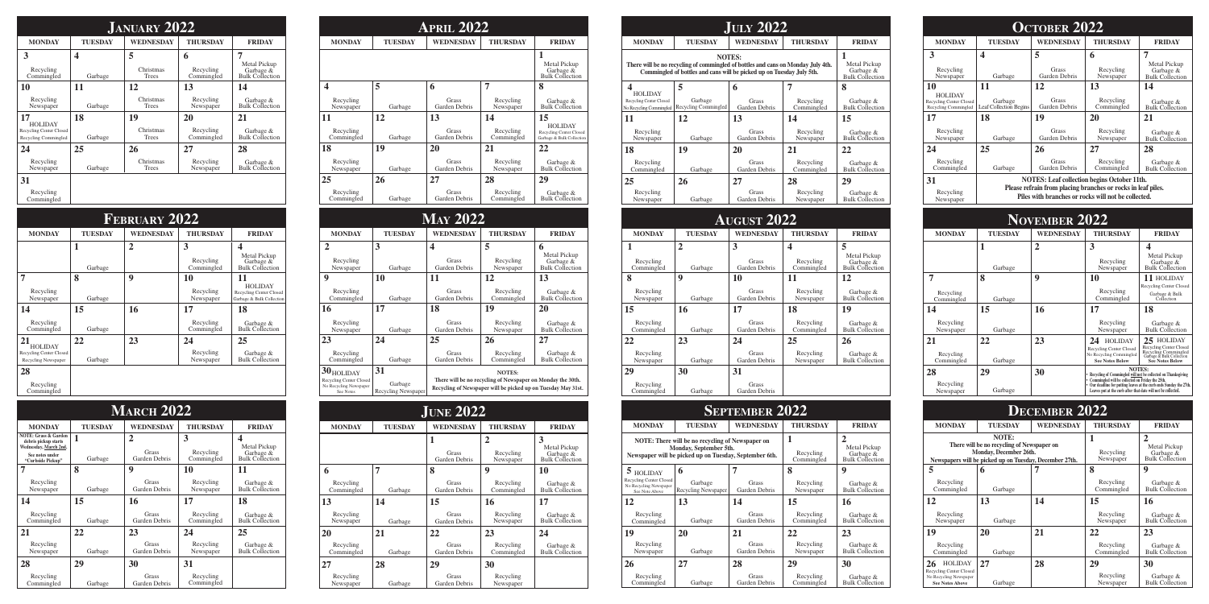# January 2022

| MONDAY | TUESDAY | WEDNESDAY | THURSDAY | FRIDAY |
|---|---|---|---|---|
| 3 Recycling Commingled | 4 Garbage | 5 Christmas Trees | 6 Recycling Commingled | 7 Metal Pickup Garbage & Bulk Collection |
| 10 Recycling Newspaper | 11 Garbage | 12 Christmas Trees | 13 Recycling Newspaper | 14 Garbage & Bulk Collection |
| 17 HOLIDAY Recycling Center Closed Recycling Commingled | 18 Garbage | 19 Christmas Trees | 20 Recycling Commingled | 21 Garbage & Bulk Collection |
| 24 Recycling Newspaper | 25 Garbage | 26 Christmas Trees | 27 Recycling Newspaper | 28 Garbage & Bulk Collection |
| 31 Recycling Commingled | | | | |

# February 2022

| MONDAY | TUESDAY | WEDNESDAY | THURSDAY | FRIDAY |
|---|---|---|---|---|
| | 1 Garbage | 2 | 3 Recycling Commingled | 4 Metal Pickup Garbage & Bulk Collection |
| 7 Recycling Newspaper | 8 Garbage | 9 | 10 Recycling Newspaper | 11 HOLIDAY Recycling Center Closed Garbage & Bulk Collection |
| 14 Recycling Commingled | 15 Garbage | 16 | 17 Recycling Commingled | 18 Garbage & Bulk Collection |
| 21 HOLIDAY Recycling Center Closed Recycling Newspaper | 22 Garbage | 23 | 24 Recycling Newspaper | 25 Garbage & Bulk Collection |
| 28 Recycling Commingled | | | | |

# March 2022

| MONDAY | TUESDAY | WEDNESDAY | THURSDAY | FRIDAY |
|---|---|---|---|---|
| NOTE: Grass & Garden debris pickup starts Wednesday, March 2nd. See notes under "Curbside Pickup" | 1 Garbage | 2 Grass Garden Debris | 3 Recycling Commingled | 4 Metal Pickup Garbage & Bulk Collection |
| 7 Recycling Newspaper | 8 Garbage | 9 Grass Garden Debris | 10 Recycling Newspaper | 11 Garbage & Bulk Collection |
| 14 Recycling Commingled | 15 Garbage | 16 Grass Garden Debris | 17 Recycling Commingled | 18 Garbage & Bulk Collection |
| 21 Recycling Newspaper | 22 Garbage | 23 Grass Garden Debris | 24 Recycling Newspaper | 25 Garbage & Bulk Collection |
| 28 Recycling Commingled | 29 Garbage | 30 Grass Garden Debris | 31 Recycling Commingled | |

# April 2022

| MONDAY | TUESDAY | WEDNESDAY | THURSDAY | FRIDAY |
|---|---|---|---|---|
| | | | | 1 Metal Pickup Garbage & Bulk Collection |
| 4 Recycling Newspaper | 5 Garbage | 6 Grass Garden Debris | 7 Recycling Newspaper | 8 Garbage & Bulk Collection |
| 11 Recycling Commingled | 12 Garbage | 13 Grass Garden Debris | 14 Recycling Commingled | 15 HOLIDAY Recycling Center Closed Garbage & Bulk Collection |
| 18 Recycling Newspaper | 19 Garbage | 20 Grass Garden Debris | 21 Recycling Newspaper | 22 Garbage & Bulk Collection |
| 25 Recycling Commingled | 26 Garbage | 27 Grass Garden Debris | 28 Recycling Commingled | 29 Garbage & Bulk Collection |

# May 2022

| MONDAY | TUESDAY | WEDNESDAY | THURSDAY | FRIDAY |
|---|---|---|---|---|
| 2 Recycling Newspaper | 3 Garbage | 4 Grass Garden Debris | 5 Recycling Newspaper | 6 Metal Pickup Garbage & Bulk Collection |
| 9 Recycling Commingled | 10 Garbage | 11 Grass Garden Debris | 12 Recycling Commingled | 13 Garbage & Bulk Collection |
| 16 Recycling Newspaper | 17 Garbage | 18 Grass Garden Debris | 19 Recycling Newspaper | 20 Garbage & Bulk Collection |
| 23 Recycling Commingled | 24 Garbage | 25 Grass Garden Debris | 26 Recycling Commingled | 27 Garbage & Bulk Collection |
| 30 HOLIDAY Recycling Center Closed No Recycling Newspaper See Notes | 31 Garbage Recycling Newspaper | NOTES: There will be no recycling of Newspaper on Monday the 30th. Recycling of Newspaper will be picked up on Tuesday May 31st. | | |

# June 2022

| MONDAY | TUESDAY | WEDNESDAY | THURSDAY | FRIDAY |
|---|---|---|---|---|
| | | 1 Grass Garden Debris | 2 Recycling Newspaper | 3 Metal Pickup Garbage & Bulk Collection |
| 6 Recycling Commingled | 7 Garbage | 8 Grass Garden Debris | 9 Recycling Commingled | 10 Garbage & Bulk Collection |
| 13 Recycling Newspaper | 14 Garbage | 15 Grass Garden Debris | 16 Recycling Newspaper | 17 Garbage & Bulk Collection |
| 20 Recycling Commingled | 21 Garbage | 22 Grass Garden Debris | 23 Recycling Commingled | 24 Garbage & Bulk Collection |
| 27 Recycling Newspaper | 28 Garbage | 29 Grass Garden Debris | 30 Recycling Newspaper | |

# July 2022

| MONDAY | TUESDAY | WEDNESDAY | THURSDAY | FRIDAY |
|---|---|---|---|---|
| NOTES: There will be no recycling of commingled of bottles and cans on Monday July 4th. Commingled of bottles and cans will be picked up on Tuesday July 5th. | | | | 1 Metal Pickup Garbage & Bulk Collection |
| 4 HOLIDAY Recycling Center Closed No Recycling Commingled | 5 Garbage Recycling Commingled | 6 Grass Garden Debris | 7 Recycling Commingled | 8 Garbage & Bulk Collection |
| 11 Recycling Newspaper | 12 Garbage | 13 Grass Garden Debris | 14 Recycling Newspaper | 15 Garbage & Bulk Collection |
| 18 Recycling Commingled | 19 Garbage | 20 Grass Garden Debris | 21 Recycling Commingled | 22 Garbage & Bulk Collection |
| 25 Recycling Newspaper | 26 Garbage | 27 Grass Garden Debris | 28 Recycling Newspaper | 29 Garbage & Bulk Collection |

# August 2022

| MONDAY | TUESDAY | WEDNESDAY | THURSDAY | FRIDAY |
|---|---|---|---|---|
| 1 Recycling Commingled | 2 Garbage | 3 Grass Garden Debris | 4 Recycling Commingled | 5 Metal Pickup Garbage & Bulk Collection |
| 8 Recycling Newspaper | 9 Garbage | 10 Grass Garden Debris | 11 Recycling Newspaper | 12 Garbage & Bulk Collection |
| 15 Recycling Commingled | 16 Garbage | 17 Grass Garden Debris | 18 Recycling Commingled | 19 Garbage & Bulk Collection |
| 22 Recycling Newspaper | 23 Garbage | 24 Grass Garden Debris | 25 Recycling Newspaper | 26 Garbage & Bulk Collection |
| 29 Recycling Commingled | 30 Garbage | 31 Grass Garden Debris | | |

# September 2022

| MONDAY | TUESDAY | WEDNESDAY | THURSDAY | FRIDAY |
|---|---|---|---|---|
| NOTE: There will be no recycling of Newspaper on Monday, September 5th. Newspaper will be picked up on Tuesday, September 6th. | | | 1 Recycling Commingled | 2 Metal Pickup Garbage & Bulk Collection |
| 5 HOLIDAY Recycling Center Closed No Recycling Newspaper See Note Above | 6 Garbage Recycling Newspaper | 7 Grass Garden Debris | 8 Recycling Newspaper | 9 Garbage & Bulk Collection |
| 12 Recycling Commingled | 13 Garbage | 14 Grass Garden Debris | 15 Recycling Commingled | 16 Garbage & Bulk Collection |
| 19 Recycling Newspaper | 20 Garbage | 21 Grass Garden Debris | 22 Recycling Newspaper | 23 Garbage & Bulk Collection |
| 26 Recycling Commingled | 27 Garbage | 28 Grass Garden Debris | 29 Recycling Commingled | 30 Garbage & Bulk Collection |

# October 2022

| MONDAY | TUESDAY | WEDNESDAY | THURSDAY | FRIDAY |
|---|---|---|---|---|
| 3 Recycling Newspaper | 4 Garbage | 5 Grass Garden Debris | 6 Recycling Newspaper | 7 Metal Pickup Garbage & Bulk Collection |
| 10 HOLIDAY Recycling Center Closed Recycling Commingled | 11 Garbage Leaf Collection Begins | 12 Grass Garden Debris | 13 Recycling Commingled | 14 Garbage & Bulk Collection |
| 17 Recycling Newspaper | 18 Garbage | 19 Grass Garden Debris | 20 Recycling Newspaper | 21 Garbage & Bulk Collection |
| 24 Recycling Commingled | 25 Garbage | 26 Grass Garden Debris | 27 Recycling Commingled | 28 Garbage & Bulk Collection |
| 31 Recycling Newspaper | NOTES: Leaf collection begins October 11th. Please refrain from placing branches or rocks in leaf piles. Piles with branches or rocks will not be collected. | | | |

# November 2022

| MONDAY | TUESDAY | WEDNESDAY | THURSDAY | FRIDAY |
|---|---|---|---|---|
| | 1 Garbage | 2 | 3 Recycling Newspaper | 4 Metal Pickup Garbage & Bulk Collection |
| 7 Recycling Commingled | 8 Garbage | 9 | 10 Recycling Commingled | 11 HOLIDAY Recycling Center Closed Garbage & Bulk Collection |
| 14 Recycling Newspaper | 15 Garbage | 16 | 17 Recycling Newspaper | 18 Garbage & Bulk Collection |
| 21 Recycling Commingled | 22 Garbage | 23 | 24 HOLIDAY Recycling Center Closed No Recycling Commingled See Notes Below | 25 HOLIDAY Recycling Center Closed Recycling Commingled Garbage & Bulk Collection See Notes Below |
| 28 Recycling Newspaper | 29 Garbage | 30 | NOTES: • Recycling of Commingled will not be collected on Thanksgiving • Commingled will be collected on Friday the 25th. • Our deadline for putting leaves at the curb ends Sunday the 27th. Leaves put at the curb after that date will not be collected. | |

# December 2022

| MONDAY | TUESDAY | WEDNESDAY | THURSDAY | FRIDAY |
|---|---|---|---|---|
| NOTE: There will be no recycling of Newspaper on Monday, December 26th. Newspapers will be picked up on Tuesday, December 27th. | | | 1 Recycling Newspaper | 2 Metal Pickup Garbage & Bulk Collection |
| 5 Recycling Commingled | 6 Garbage | 7 | 8 Recycling Commingled | 9 Garbage & Bulk Collection |
| 12 Recycling Newspaper | 13 Garbage | 14 | 15 Recycling Newspaper | 16 Garbage & Bulk Collection |
| 19 Recycling Commingled | 20 Garbage | 21 | 22 Recycling Commingled | 23 Garbage & Bulk Collection |
| 26 HOLIDAY Recycling Center Closed No Recycling Newspaper See Notes Above | 27 Garbage | 28 | 29 Recycling Newspaper | 30 Garbage & Bulk Collection |